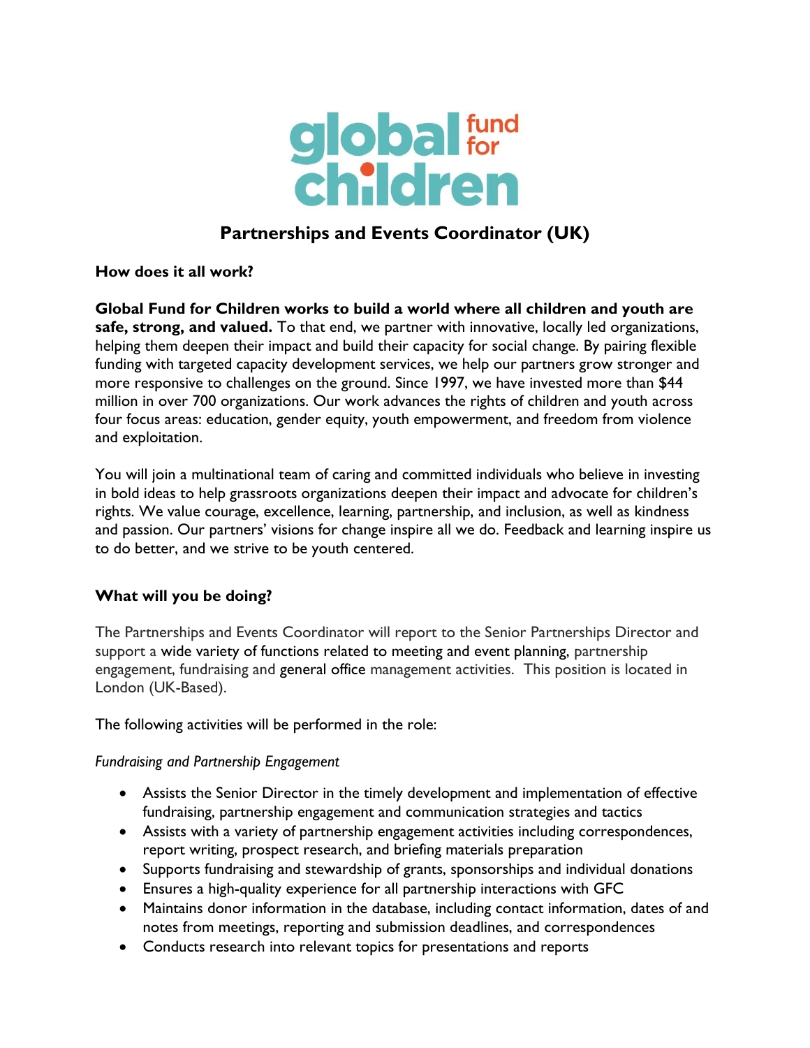global fund for children

# Partnerships and Events Coordinator (UK)

**How does it all work?**

**Global Fund for Children works to build a world where all children and youth are safe, strong, and valued.** To that end, we partner with innovative, locally led organizations, helping them deepen their impact and build their capacity for social change. By pairing flexible funding with targeted capacity development services, we help our partners grow stronger and more responsive to challenges on the ground. Since 1997, we have invested more than $44 million in over 700 organizations. Our work advances the rights of children and youth across four focus areas: education, gender equity, youth empowerment, and freedom from violence and exploitation.

You will join a multinational team of caring and committed individuals who believe in investing in bold ideas to help grassroots organizations deepen their impact and advocate for children's rights. We value courage, excellence, learning, partnership, and inclusion, as well as kindness and passion. Our partners' visions for change inspire all we do. Feedback and learning inspire us to do better, and we strive to be youth centered.

## What will you be doing?

The Partnerships and Events Coordinator will report to the Senior Partnerships Director and support a wide variety of functions related to meeting and event planning, partnership engagement, fundraising and general office management activities. This position is located in London (UK-Based).

The following activities will be performed in the role:

*Fundraising and Partnership Engagement*

- Assists the Senior Director in the timely development and implementation of effective fundraising, partnership engagement and communication strategies and tactics
- Assists with a variety of partnership engagement activities including correspondences, report writing, prospect research, and briefing materials preparation
- Supports fundraising and stewardship of grants, sponsorships and individual donations
- Ensures a high-quality experience for all partnership interactions with GFC
- Maintains donor information in the database, including contact information, dates of and notes from meetings, reporting and submission deadlines, and correspondences
- Conducts research into relevant topics for presentations and reports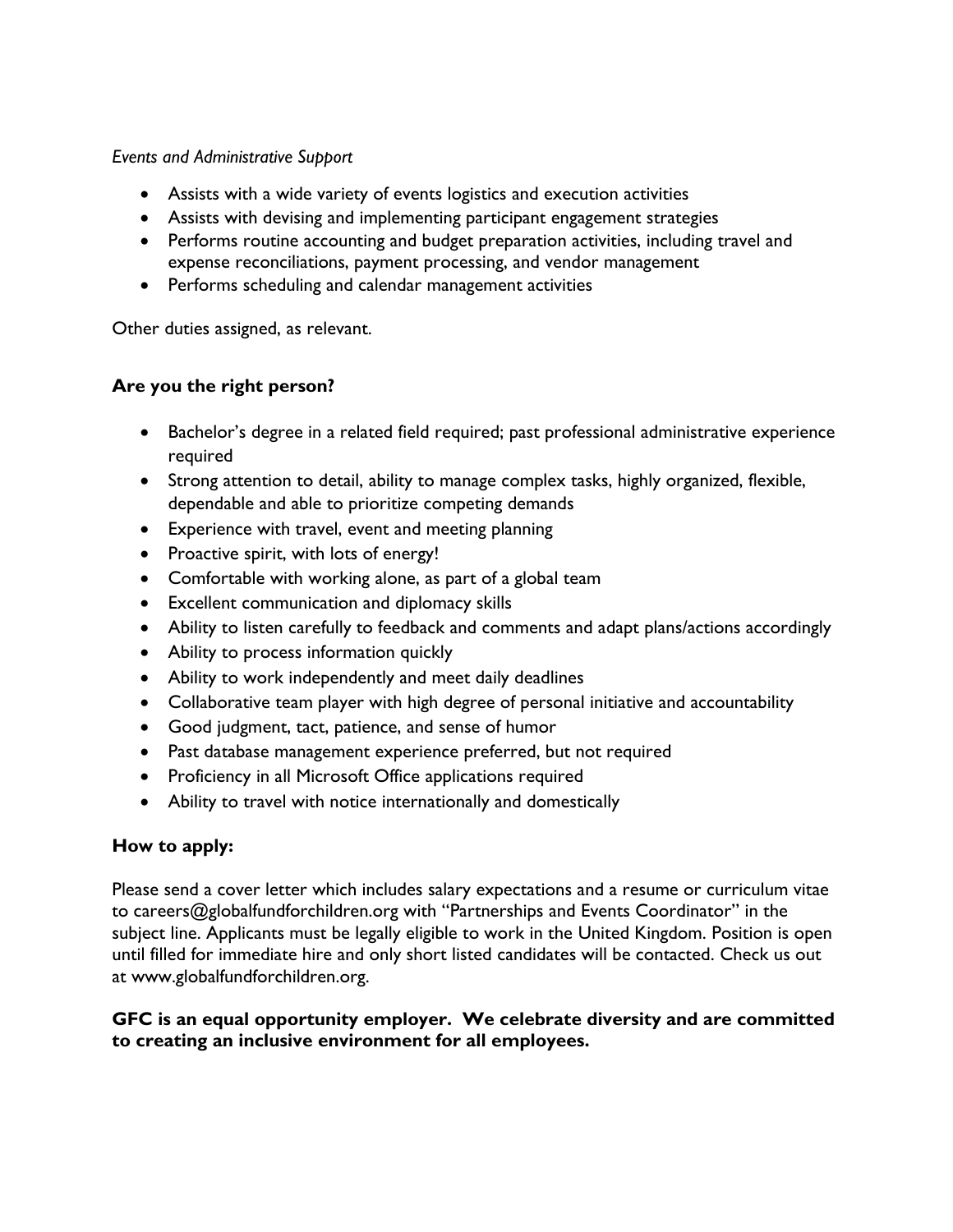*Events and Administrative Support*

- Assists with a wide variety of events logistics and execution activities
- Assists with devising and implementing participant engagement strategies
- Performs routine accounting and budget preparation activities, including travel and expense reconciliations, payment processing, and vendor management
- Performs scheduling and calendar management activities

Other duties assigned, as relevant.

## Are you the right person?

- Bachelor's degree in a related field required; past professional administrative experience required
- Strong attention to detail, ability to manage complex tasks, highly organized, flexible, dependable and able to prioritize competing demands
- Experience with travel, event and meeting planning
- Proactive spirit, with lots of energy!
- Comfortable with working alone, as part of a global team
- Excellent communication and diplomacy skills
- Ability to listen carefully to feedback and comments and adapt plans/actions accordingly
- Ability to process information quickly
- Ability to work independently and meet daily deadlines
- Collaborative team player with high degree of personal initiative and accountability
- Good judgment, tact, patience, and sense of humor
- Past database management experience preferred, but not required
- Proficiency in all Microsoft Office applications required
- Ability to travel with notice internationally and domestically

## How to apply:

Please send a cover letter which includes salary expectations and a resume or curriculum vitae to careers@globalfundforchildren.org with "Partnerships and Events Coordinator" in the subject line. Applicants must be legally eligible to work in the United Kingdom. Position is open until filled for immediate hire and only short listed candidates will be contacted. Check us out at www.globalfundforchildren.org.

**GFC is an equal opportunity employer. We celebrate diversity and are committed to creating an inclusive environment for all employees.**